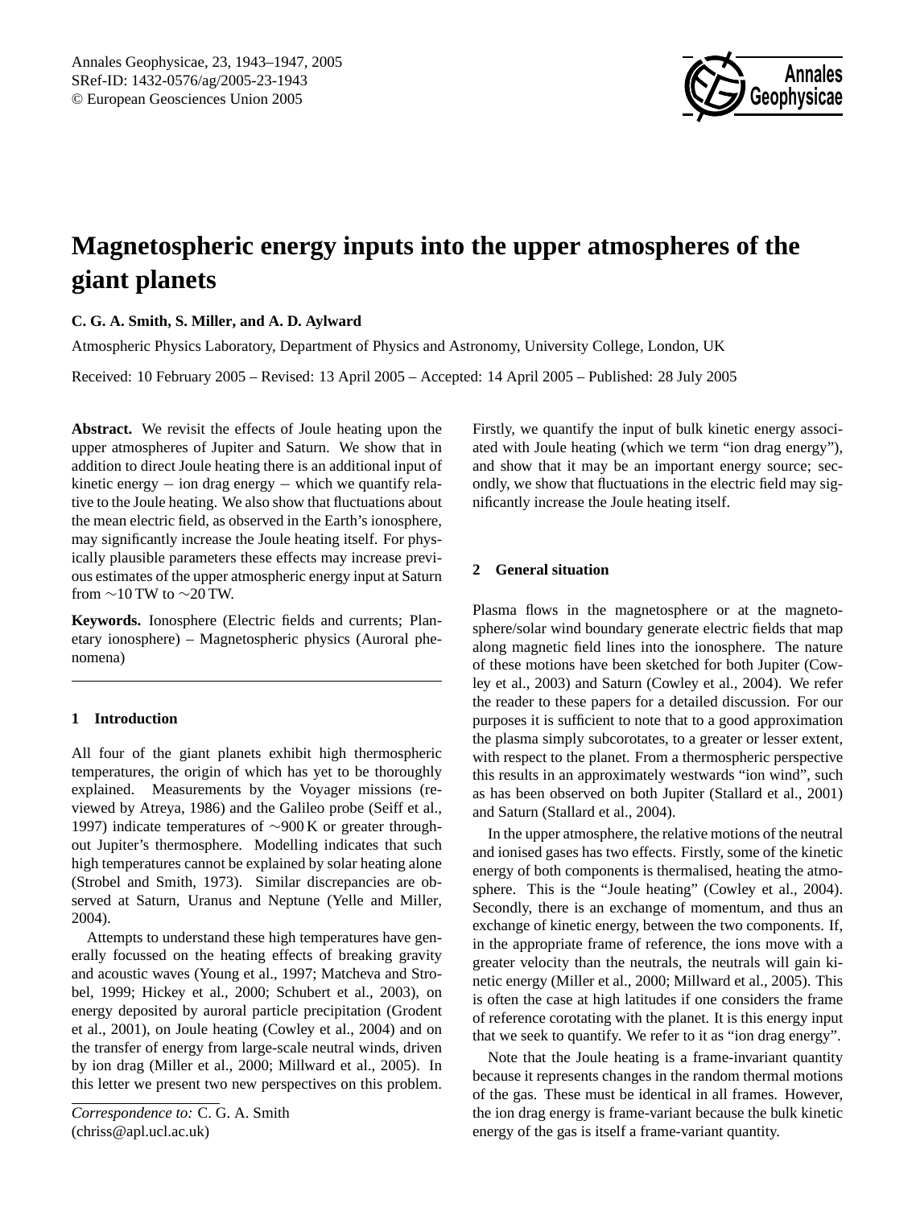# Magnetospheric energy inputs into the upper atmospheres of the giant planets

**C. G. A. Smith, S. Miller, and A. D. Aylward**

Atmospheric Physics Laboratory, Department of Physics and Astronomy, University College, London, UK

Received: 10 February 2005 – Revised: 13 April 2005 – Accepted: 14 April 2005 – Published: 28 July 2005

**Abstract.** We revisit the effects of Joule heating upon the upper atmospheres of Jupiter and Saturn. We show that in addition to direct Joule heating there is an additional input of kinetic energy − ion drag energy − which we quantify relative to the Joule heating. We also show that fluctuations about the mean electric field, as observed in the Earth's ionosphere, may significantly increase the Joule heating itself. For physically plausible parameters these effects may increase previous estimates of the upper atmospheric energy input at Saturn from ∼10 TW to ∼20 TW.

**Keywords.** Ionosphere (Electric fields and currents; Planetary ionosphere) – Magnetospheric physics (Auroral phenomena)

## 1 Introduction

All four of the giant planets exhibit high thermospheric temperatures, the origin of which has yet to be thoroughly explained. Measurements by the Voyager missions (reviewed by Atreya, 1986) and the Galileo probe (Seiff et al., 1997) indicate temperatures of ∼900 K or greater throughout Jupiter's thermosphere. Modelling indicates that such high temperatures cannot be explained by solar heating alone (Strobel and Smith, 1973). Similar discrepancies are observed at Saturn, Uranus and Neptune (Yelle and Miller, 2004).

Attempts to understand these high temperatures have generally focussed on the heating effects of breaking gravity and acoustic waves (Young et al., 1997; Matcheva and Strobel, 1999; Hickey et al., 2000; Schubert et al., 2003), on energy deposited by auroral particle precipitation (Grodent et al., 2001), on Joule heating (Cowley et al., 2004) and on the transfer of energy from large-scale neutral winds, driven by ion drag (Miller et al., 2000; Millward et al., 2005). In this letter we present two new perspectives on this problem. Firstly, we quantify the input of bulk kinetic energy associated with Joule heating (which we term "ion drag energy"), and show that it may be an important energy source; secondly, we show that fluctuations in the electric field may significantly increase the Joule heating itself.

*Correspondence to:* C. G. A. Smith (chriss@apl.ucl.ac.uk)

## 2 General situation

Plasma flows in the magnetosphere or at the magnetosphere/solar wind boundary generate electric fields that map along magnetic field lines into the ionosphere. The nature of these motions have been sketched for both Jupiter (Cowley et al., 2003) and Saturn (Cowley et al., 2004). We refer the reader to these papers for a detailed discussion. For our purposes it is sufficient to note that to a good approximation the plasma simply subcorotates, to a greater or lesser extent, with respect to the planet. From a thermospheric perspective this results in an approximately westwards "ion wind", such as has been observed on both Jupiter (Stallard et al., 2001) and Saturn (Stallard et al., 2004).

In the upper atmosphere, the relative motions of the neutral and ionised gases has two effects. Firstly, some of the kinetic energy of both components is thermalised, heating the atmosphere. This is the "Joule heating" (Cowley et al., 2004). Secondly, there is an exchange of momentum, and thus an exchange of kinetic energy, between the two components. If, in the appropriate frame of reference, the ions move with a greater velocity than the neutrals, the neutrals will gain kinetic energy (Miller et al., 2000; Millward et al., 2005). This is often the case at high latitudes if one considers the frame of reference corotating with the planet. It is this energy input that we seek to quantify. We refer to it as "ion drag energy".

Note that the Joule heating is a frame-invariant quantity because it represents changes in the random thermal motions of the gas. These must be identical in all frames. However, the ion drag energy is frame-variant because the bulk kinetic energy of the gas is itself a frame-variant quantity.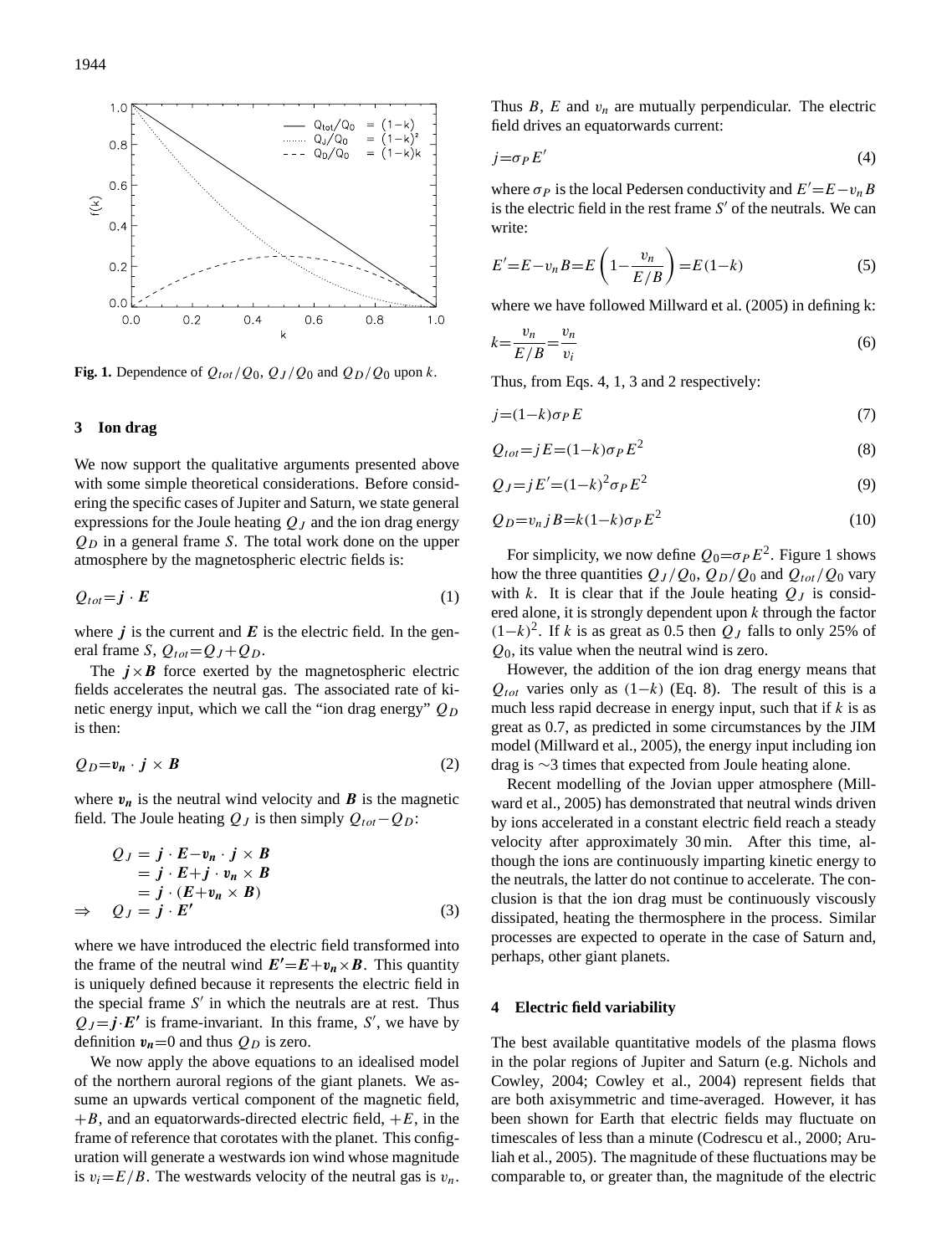**Fig. 1.** Dependence of $Q_{tot}/Q_0$, $Q_J/Q_0$ and $Q_D/Q_0$ upon $k$.

## 3 Ion drag

We now support the qualitative arguments presented above with some simple theoretical considerations. Before considering the specific cases of Jupiter and Saturn, we state general expressions for the Joule heating $Q_J$ and the ion drag energy $Q_D$ in a general frame $S$. The total work done on the upper atmosphere by the magnetospheric electric fields is:

$$Q_{tot}=\boldsymbol{j}\cdot\boldsymbol{E} \tag{1}$$

where $\boldsymbol{j}$ is the current and $\boldsymbol{E}$ is the electric field. In the general frame $S$, $Q_{tot}=Q_J+Q_D$.

The $\boldsymbol{j}\times\boldsymbol{B}$ force exerted by the magnetospheric electric fields accelerates the neutral gas. The associated rate of kinetic energy input, which we call the "ion drag energy" $Q_D$ is then:

$$Q_D=\boldsymbol{v_n}\cdot\boldsymbol{j}\times\boldsymbol{B} \tag{2}$$

where $\boldsymbol{v_n}$ is the neutral wind velocity and $\boldsymbol{B}$ is the magnetic field. The Joule heating $Q_J$ is then simply $Q_{tot}-Q_D$:

$$\begin{aligned} Q_J &= \boldsymbol{j}\cdot\boldsymbol{E}-\boldsymbol{v_n}\cdot\boldsymbol{j}\times\boldsymbol{B} \\ &= \boldsymbol{j}\cdot\boldsymbol{E}+\boldsymbol{j}\cdot\boldsymbol{v_n}\times\boldsymbol{B} \\ &= \boldsymbol{j}\cdot(\boldsymbol{E}+\boldsymbol{v_n}\times\boldsymbol{B}) \\ \Rightarrow \quad Q_J &= \boldsymbol{j}\cdot\boldsymbol{E'} \end{aligned} \tag{3}$$

where we have introduced the electric field transformed into the frame of the neutral wind $\boldsymbol{E'}=\boldsymbol{E}+\boldsymbol{v_n}\times\boldsymbol{B}$. This quantity is uniquely defined because it represents the electric field in the special frame $S'$ in which the neutrals are at rest. Thus $Q_J=\boldsymbol{j}\cdot\boldsymbol{E'}$ is frame-invariant. In this frame, $S'$, we have by definition $\boldsymbol{v_n}=0$ and thus $Q_D$ is zero.

We now apply the above equations to an idealised model of the northern auroral regions of the giant planets. We assume an upwards vertical component of the magnetic field, $+B$, and an equatorwards-directed electric field, $+E$, in the frame of reference that corotates with the planet. This configuration will generate a westwards ion wind whose magnitude is $v_i=E/B$. The westwards velocity of the neutral gas is $v_n$. Thus $B$, $E$ and $v_n$ are mutually perpendicular. The electric field drives an equatorwards current:

$$j=\sigma_P E' \tag{4}$$

where $\sigma_P$ is the local Pedersen conductivity and $E'=E-v_n B$ is the electric field in the rest frame $S'$ of the neutrals. We can write:

$$E'=E-v_n B=E\left(1-\frac{v_n}{E/B}\right)=E(1-k) \tag{5}$$

where we have followed Millward et al. (2005) in defining k:

$$k=\frac{v_n}{E/B}=\frac{v_n}{v_i} \tag{6}$$

Thus, from Eqs. 4, 1, 3 and 2 respectively:

$$j=(1-k)\sigma_P E \tag{7}$$

$$Q_{tot}=jE=(1-k)\sigma_P E^2 \tag{8}$$

$$Q_J=jE'=(1-k)^2\sigma_P E^2 \tag{9}$$

$$Q_D=v_n jB=k(1-k)\sigma_P E^2 \tag{10}$$

For simplicity, we now define $Q_0=\sigma_P E^2$. Figure 1 shows how the three quantities $Q_J/Q_0$, $Q_D/Q_0$ and $Q_{tot}/Q_0$ vary with $k$. It is clear that if the Joule heating $Q_J$ is considered alone, it is strongly dependent upon $k$ through the factor $(1-k)^2$. If $k$ is as great as 0.5 then $Q_J$ falls to only 25% of $Q_0$, its value when the neutral wind is zero.

However, the addition of the ion drag energy means that $Q_{tot}$ varies only as $(1-k)$ (Eq. 8). The result of this is a much less rapid decrease in energy input, such that if $k$ is as great as 0.7, as predicted in some circumstances by the JIM model (Millward et al., 2005), the energy input including ion drag is $\sim$3 times that expected from Joule heating alone.

Recent modelling of the Jovian upper atmosphere (Millward et al., 2005) has demonstrated that neutral winds driven by ions accelerated in a constant electric field reach a steady velocity after approximately 30 min. After this time, although the ions are continuously imparting kinetic energy to the neutrals, the latter do not continue to accelerate. The conclusion is that the ion drag must be continuously viscously dissipated, heating the thermosphere in the process. Similar processes are expected to operate in the case of Saturn and, perhaps, other giant planets.

## 4 Electric field variability

The best available quantitative models of the plasma flows in the polar regions of Jupiter and Saturn (e.g. Nichols and Cowley, 2004; Cowley et al., 2004) represent fields that are both axisymmetric and time-averaged. However, it has been shown for Earth that electric fields may fluctuate on timescales of less than a minute (Codrescu et al., 2000; Aruliah et al., 2005). The magnitude of these fluctuations may be comparable to, or greater than, the magnitude of the electric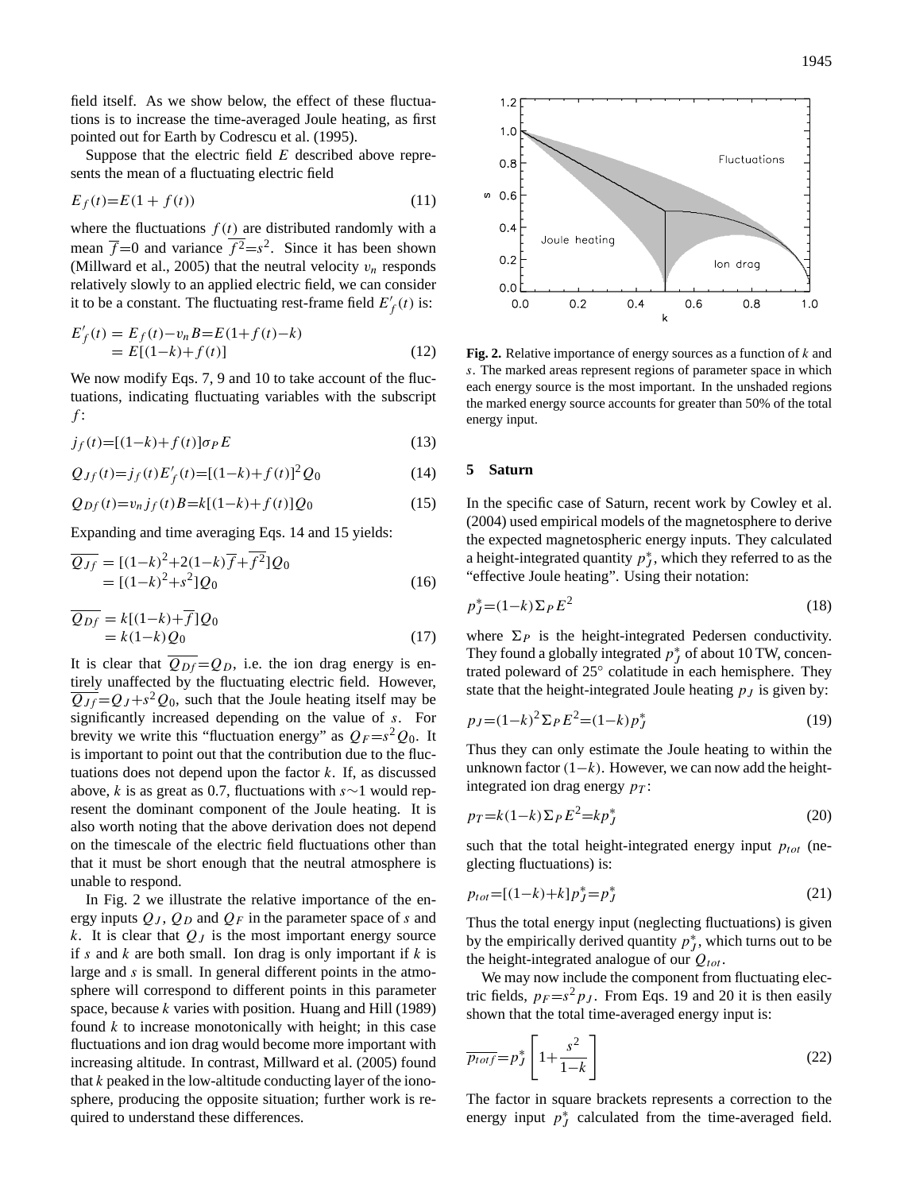field itself. As we show below, the effect of these fluctuations is to increase the time-averaged Joule heating, as first pointed out for Earth by Codrescu et al. (1995).

Suppose that the electric field $E$ described above represents the mean of a fluctuating electric field

$$E_f(t)=E(1+f(t)) \tag{11}$$

where the fluctuations $f(t)$ are distributed randomly with a mean $\overline{f}=0$ and variance $\overline{f^2}=s^2$. Since it has been shown (Millward et al., 2005) that the neutral velocity $v_n$ responds relatively slowly to an applied electric field, we can consider it to be a constant. The fluctuating rest-frame field $E'_f(t)$ is:

$$\begin{aligned} E'_f(t) &= E_f(t)-v_n B = E(1+f(t)-k) \\ &= E[(1-k)+f(t)] \end{aligned} \tag{12}$$

We now modify Eqs. 7, 9 and 10 to take account of the fluctuations, indicating fluctuating variables with the subscript $f$:

$$j_f(t)=[(1-k)+f(t)]\sigma_P E \tag{13}$$

$$Q_{Jf}(t)=j_f(t)E'_f(t)=[(1-k)+f(t)]^2 Q_0 \tag{14}$$

$$Q_{Df}(t)=v_n j_f(t) B = k[(1-k)+f(t)]Q_0 \tag{15}$$

Expanding and time averaging Eqs. 14 and 15 yields:

$$\begin{aligned} \overline{Q_{Jf}} &= [(1-k)^2+2(1-k)\overline{f}+\overline{f^2}]Q_0 \\ &= [(1-k)^2+s^2]Q_0 \end{aligned} \tag{16}$$

$$\begin{aligned} \overline{Q_{Df}} &= k[(1-k)+\overline{f}]Q_0 \\ &= k(1-k)Q_0 \end{aligned} \tag{17}$$

It is clear that $\overline{Q_{Df}}=Q_D$, i.e. the ion drag energy is entirely unaffected by the fluctuating electric field. However, $\overline{Q_{Jf}}=Q_J+s^2 Q_0$, such that the Joule heating itself may be significantly increased depending on the value of $s$. For brevity we write this "fluctuation energy" as $Q_F=s^2 Q_0$. It is important to point out that the contribution due to the fluctuations does not depend upon the factor $k$. If, as discussed above, $k$ is as great as 0.7, fluctuations with $s\sim 1$ would represent the dominant component of the Joule heating. It is also worth noting that the above derivation does not depend on the timescale of the electric field fluctuations other than that it must be short enough that the neutral atmosphere is unable to respond.

In Fig. 2 we illustrate the relative importance of the energy inputs $Q_J$, $Q_D$ and $Q_F$ in the parameter space of $s$ and $k$. It is clear that $Q_J$ is the most important energy source if $s$ and $k$ are both small. Ion drag is only important if $k$ is large and $s$ is small. In general different points in the atmosphere will correspond to different points in this parameter space, because $k$ varies with position. Huang and Hill (1989) found $k$ to increase monotonically with height; in this case fluctuations and ion drag would become more important with increasing altitude. In contrast, Millward et al. (2005) found that $k$ peaked in the low-altitude conducting layer of the ionosphere, producing the opposite situation; further work is required to understand these differences.

**Fig. 2.** Relative importance of energy sources as a function of $k$ and $s$. The marked areas represent regions of parameter space in which each energy source is the most important. In the unshaded regions the marked energy source accounts for greater than 50% of the total energy input.

## 5 Saturn

In the specific case of Saturn, recent work by Cowley et al. (2004) used empirical models of the magnetosphere to derive the expected magnetospheric energy inputs. They calculated a height-integrated quantity $p^*_J$, which they referred to as the "effective Joule heating". Using their notation:

$$p^*_J=(1-k)\Sigma_P E^2 \tag{18}$$

where $\Sigma_P$ is the height-integrated Pedersen conductivity. They found a globally integrated $p^*_J$ of about 10 TW, concentrated poleward of 25° colatitude in each hemisphere. They state that the height-integrated Joule heating $p_J$ is given by:

$$p_J=(1-k)^2\Sigma_P E^2=(1-k)p^*_J \tag{19}$$

Thus they can only estimate the Joule heating to within the unknown factor $(1-k)$. However, we can now add the height-integrated ion drag energy $p_T$:

$$p_T=k(1-k)\Sigma_P E^2=kp^*_J \tag{20}$$

such that the total height-integrated energy input $p_{tot}$ (neglecting fluctuations) is:

$$p_{tot}=[(1-k)+k]p^*_J=p^*_J \tag{21}$$

Thus the total energy input (neglecting fluctuations) is given by the empirically derived quantity $p^*_J$, which turns out to be the height-integrated analogue of our $Q_{tot}$.

We may now include the component from fluctuating electric fields, $p_F=s^2 p_J$. From Eqs. 19 and 20 it is then easily shown that the total time-averaged energy input is:

$$\overline{p_{totf}}=p^*_J\left[1+\frac{s^2}{1-k}\right] \tag{22}$$

The factor in square brackets represents a correction to the energy input $p^*_J$ calculated from the time-averaged field.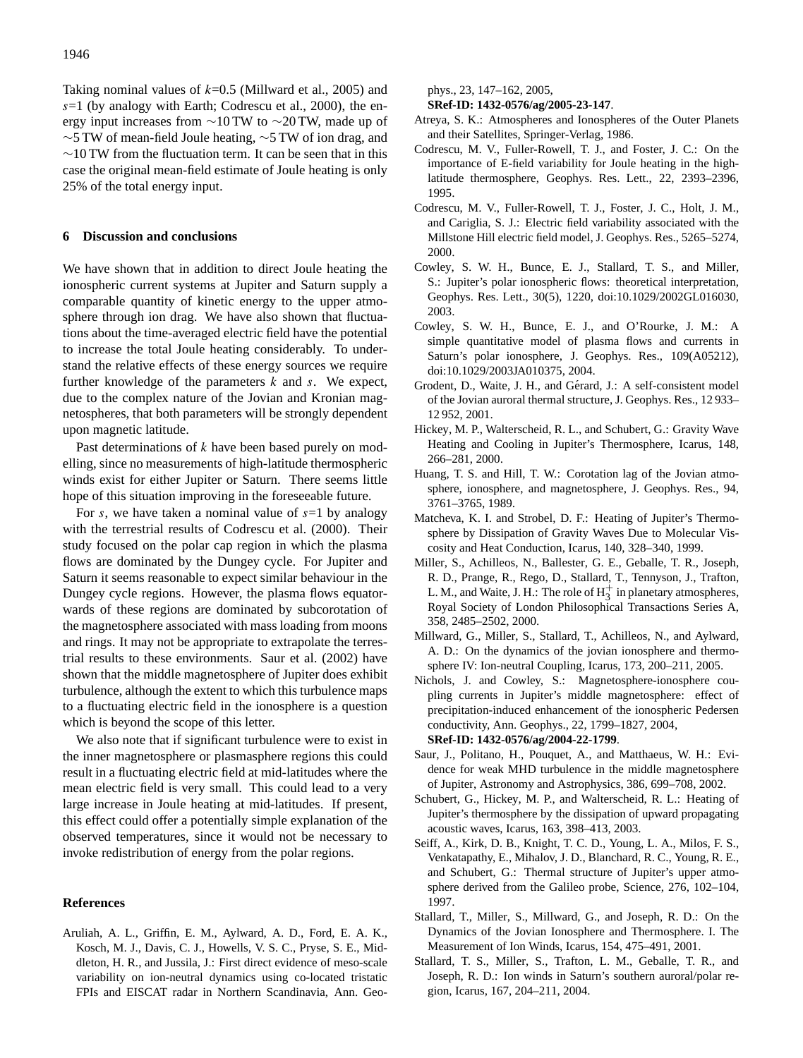Taking nominal values of $k$=0.5 (Millward et al., 2005) and $s$=1 (by analogy with Earth; Codrescu et al., 2000), the energy input increases from ∼10 TW to ∼20 TW, made up of ∼5 TW of mean-field Joule heating, ∼5 TW of ion drag, and ∼10 TW from the fluctuation term. It can be seen that in this case the original mean-field estimate of Joule heating is only 25% of the total energy input.

## 6 Discussion and conclusions

We have shown that in addition to direct Joule heating the ionospheric current systems at Jupiter and Saturn supply a comparable quantity of kinetic energy to the upper atmosphere through ion drag. We have also shown that fluctuations about the time-averaged electric field have the potential to increase the total Joule heating considerably. To understand the relative effects of these energy sources we require further knowledge of the parameters $k$ and $s$. We expect, due to the complex nature of the Jovian and Kronian magnetospheres, that both parameters will be strongly dependent upon magnetic latitude.

Past determinations of $k$ have been based purely on modelling, since no measurements of high-latitude thermospheric winds exist for either Jupiter or Saturn. There seems little hope of this situation improving in the foreseeable future.

For $s$, we have taken a nominal value of $s$=1 by analogy with the terrestrial results of Codrescu et al. (2000). Their study focused on the polar cap region in which the plasma flows are dominated by the Dungey cycle. For Jupiter and Saturn it seems reasonable to expect similar behaviour in the Dungey cycle regions. However, the plasma flows equatorwards of these regions are dominated by subcorotation of the magnetosphere associated with mass loading from moons and rings. It may not be appropriate to extrapolate the terrestrial results to these environments. Saur et al. (2002) have shown that the middle magnetosphere of Jupiter does exhibit turbulence, although the extent to which this turbulence maps to a fluctuating electric field in the ionosphere is a question which is beyond the scope of this letter.

We also note that if significant turbulence were to exist in the inner magnetosphere or plasmasphere regions this could result in a fluctuating electric field at mid-latitudes where the mean electric field is very small. This could lead to a very large increase in Joule heating at mid-latitudes. If present, this effect could offer a potentially simple explanation of the observed temperatures, since it would not be necessary to invoke redistribution of energy from the polar regions.

## References

Aruliah, A. L., Griffin, E. M., Aylward, A. D., Ford, E. A. K., Kosch, M. J., Davis, C. J., Howells, V. S. C., Pryse, S. E., Middleton, H. R., and Jussila, J.: First direct evidence of meso-scale variability on ion-neutral dynamics using co-located tristatic FPIs and EISCAT radar in Northern Scandinavia, Ann. Geophys., 23, 147–162, 2005, **SRef-ID: 1432-0576/ag/2005-23-147**.

Atreya, S. K.: Atmospheres and Ionospheres of the Outer Planets and their Satellites, Springer-Verlag, 1986.

Codrescu, M. V., Fuller-Rowell, T. J., and Foster, J. C.: On the importance of E-field variability for Joule heating in the high-latitude thermosphere, Geophys. Res. Lett., 22, 2393–2396, 1995.

Codrescu, M. V., Fuller-Rowell, T. J., Foster, J. C., Holt, J. M., and Cariglia, S. J.: Electric field variability associated with the Millstone Hill electric field model, J. Geophys. Res., 5265–5274, 2000.

Cowley, S. W. H., Bunce, E. J., Stallard, T. S., and Miller, S.: Jupiter's polar ionospheric flows: theoretical interpretation, Geophys. Res. Lett., 30(5), 1220, doi:10.1029/2002GL016030, 2003.

Cowley, S. W. H., Bunce, E. J., and O'Rourke, J. M.: A simple quantitative model of plasma flows and currents in Saturn's polar ionosphere, J. Geophys. Res., 109(A05212), doi:10.1029/2003JA010375, 2004.

Grodent, D., Waite, J. H., and Gérard, J.: A self-consistent model of the Jovian auroral thermal structure, J. Geophys. Res., 12 933–12 952, 2001.

Hickey, M. P., Walterscheid, R. L., and Schubert, G.: Gravity Wave Heating and Cooling in Jupiter's Thermosphere, Icarus, 148, 266–281, 2000.

Huang, T. S. and Hill, T. W.: Corotation lag of the Jovian atmosphere, ionosphere, and magnetosphere, J. Geophys. Res., 94, 3761–3765, 1989.

Matcheva, K. I. and Strobel, D. F.: Heating of Jupiter's Thermosphere by Dissipation of Gravity Waves Due to Molecular Viscosity and Heat Conduction, Icarus, 140, 328–340, 1999.

Miller, S., Achilleos, N., Ballester, G. E., Geballe, T. R., Joseph, R. D., Prange, R., Rego, D., Stallard, T., Tennyson, J., Trafton, L. M., and Waite, J. H.: The role of $H_3^+$ in planetary atmospheres, Royal Society of London Philosophical Transactions Series A, 358, 2485–2502, 2000.

Millward, G., Miller, S., Stallard, T., Achilleos, N., and Aylward, A. D.: On the dynamics of the jovian ionosphere and thermosphere IV: Ion-neutral Coupling, Icarus, 173, 200–211, 2005.

Nichols, J. and Cowley, S.: Magnetosphere-ionosphere coupling currents in Jupiter's middle magnetosphere: effect of precipitation-induced enhancement of the ionospheric Pedersen conductivity, Ann. Geophys., 22, 1799–1827, 2004, **SRef-ID: 1432-0576/ag/2004-22-1799**.

Saur, J., Politano, H., Pouquet, A., and Matthaeus, W. H.: Evidence for weak MHD turbulence in the middle magnetosphere of Jupiter, Astronomy and Astrophysics, 386, 699–708, 2002.

Schubert, G., Hickey, M. P., and Walterscheid, R. L.: Heating of Jupiter's thermosphere by the dissipation of upward propagating acoustic waves, Icarus, 163, 398–413, 2003.

Seiff, A., Kirk, D. B., Knight, T. C. D., Young, L. A., Milos, F. S., Venkatapathy, E., Mihalov, J. D., Blanchard, R. C., Young, R. E., and Schubert, G.: Thermal structure of Jupiter's upper atmosphere derived from the Galileo probe, Science, 276, 102–104, 1997.

Stallard, T., Miller, S., Millward, G., and Joseph, R. D.: On the Dynamics of the Jovian Ionosphere and Thermosphere. I. The Measurement of Ion Winds, Icarus, 154, 475–491, 2001.

Stallard, T. S., Miller, S., Trafton, L. M., Geballe, T. R., and Joseph, R. D.: Ion winds in Saturn's southern auroral/polar region, Icarus, 167, 204–211, 2004.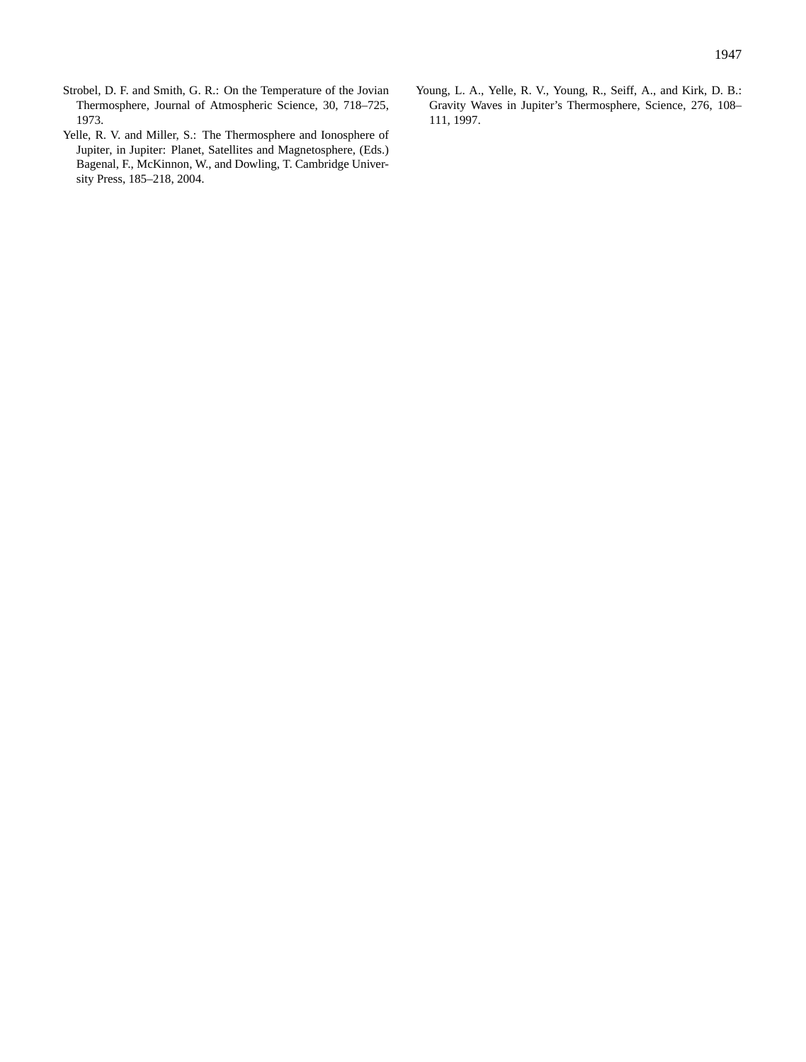Strobel, D. F. and Smith, G. R.: On the Temperature of the Jovian Thermosphere, Journal of Atmospheric Science, 30, 718–725, 1973.

Yelle, R. V. and Miller, S.: The Thermosphere and Ionosphere of Jupiter, in Jupiter: Planet, Satellites and Magnetosphere, (Eds.) Bagenal, F., McKinnon, W., and Dowling, T. Cambridge University Press, 185–218, 2004.

Young, L. A., Yelle, R. V., Young, R., Seiff, A., and Kirk, D. B.: Gravity Waves in Jupiter's Thermosphere, Science, 276, 108–111, 1997.